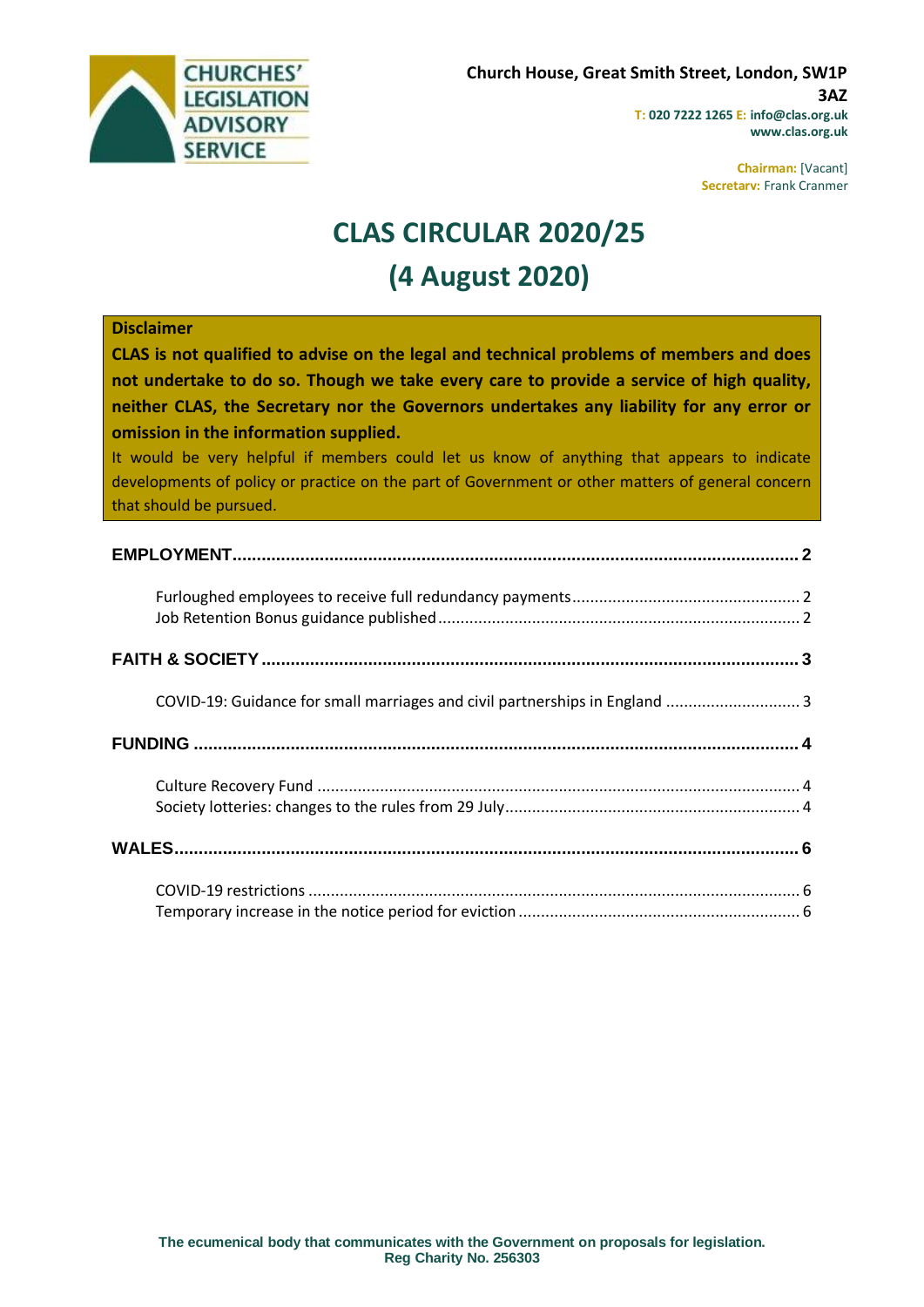CHURCHES' LEGISLATION ADVISORY SERVICE

**Church House, Great Smith Street, London, SW1P 3AZ**
**T: 020 7222 1265 E: info@clas.org.uk**
**www.clas.org.uk**

**Chairman:** [Vacant]
**Secretary:** Frank Cranmer

# CLAS CIRCULAR 2020/25
# (4 August 2020)

**Disclaimer**
**CLAS is not qualified to advise on the legal and technical problems of members and does not undertake to do so. Though we take every care to provide a service of high quality, neither CLAS, the Secretary nor the Governors undertakes any liability for any error or omission in the information supplied.**
It would be very helpful if members could let us know of anything that appears to indicate developments of policy or practice on the part of Government or other matters of general concern that should be pursued.

**EMPLOYMENT** .......... 2
- Furloughed employees to receive full redundancy payments .......... 2
- Job Retention Bonus guidance published .......... 2

**FAITH & SOCIETY** .......... 3
- COVID-19: Guidance for small marriages and civil partnerships in England .......... 3

**FUNDING** .......... 4
- Culture Recovery Fund .......... 4
- Society lotteries: changes to the rules from 29 July .......... 4

**WALES** .......... 6
- COVID-19 restrictions .......... 6
- Temporary increase in the notice period for eviction .......... 6

**The ecumenical body that communicates with the Government on proposals for legislation.**
**Reg Charity No. 256303**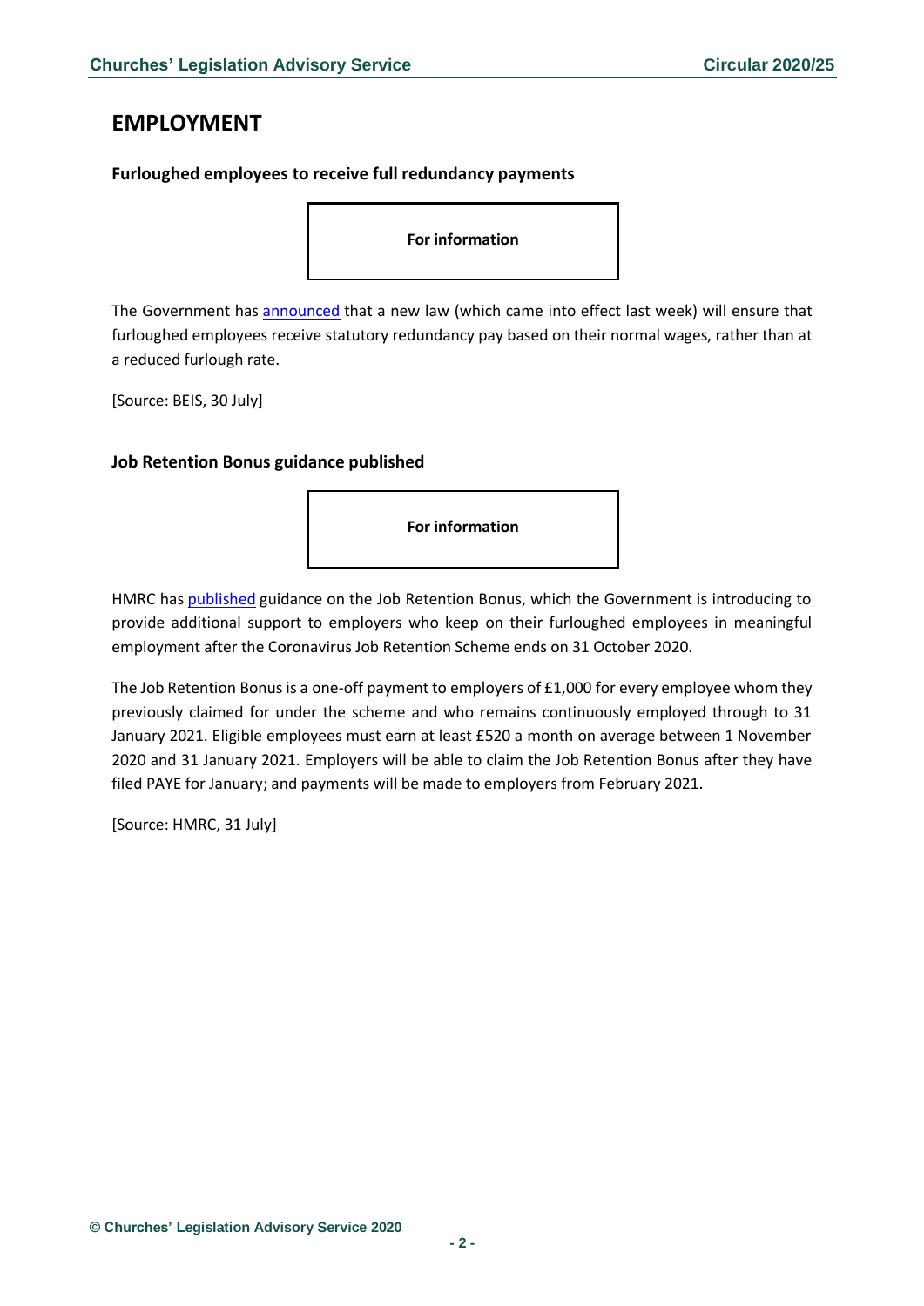# EMPLOYMENT

### Furloughed employees to receive full redundancy payments

**For information**

The Government has announced that a new law (which came into effect last week) will ensure that furloughed employees receive statutory redundancy pay based on their normal wages, rather than at a reduced furlough rate.

[Source: BEIS, 30 July]

### Job Retention Bonus guidance published

**For information**

HMRC has published guidance on the Job Retention Bonus, which the Government is introducing to provide additional support to employers who keep on their furloughed employees in meaningful employment after the Coronavirus Job Retention Scheme ends on 31 October 2020.

The Job Retention Bonus is a one-off payment to employers of £1,000 for every employee whom they previously claimed for under the scheme and who remains continuously employed through to 31 January 2021. Eligible employees must earn at least £520 a month on average between 1 November 2020 and 31 January 2021. Employers will be able to claim the Job Retention Bonus after they have filed PAYE for January; and payments will be made to employers from February 2021.

[Source: HMRC, 31 July]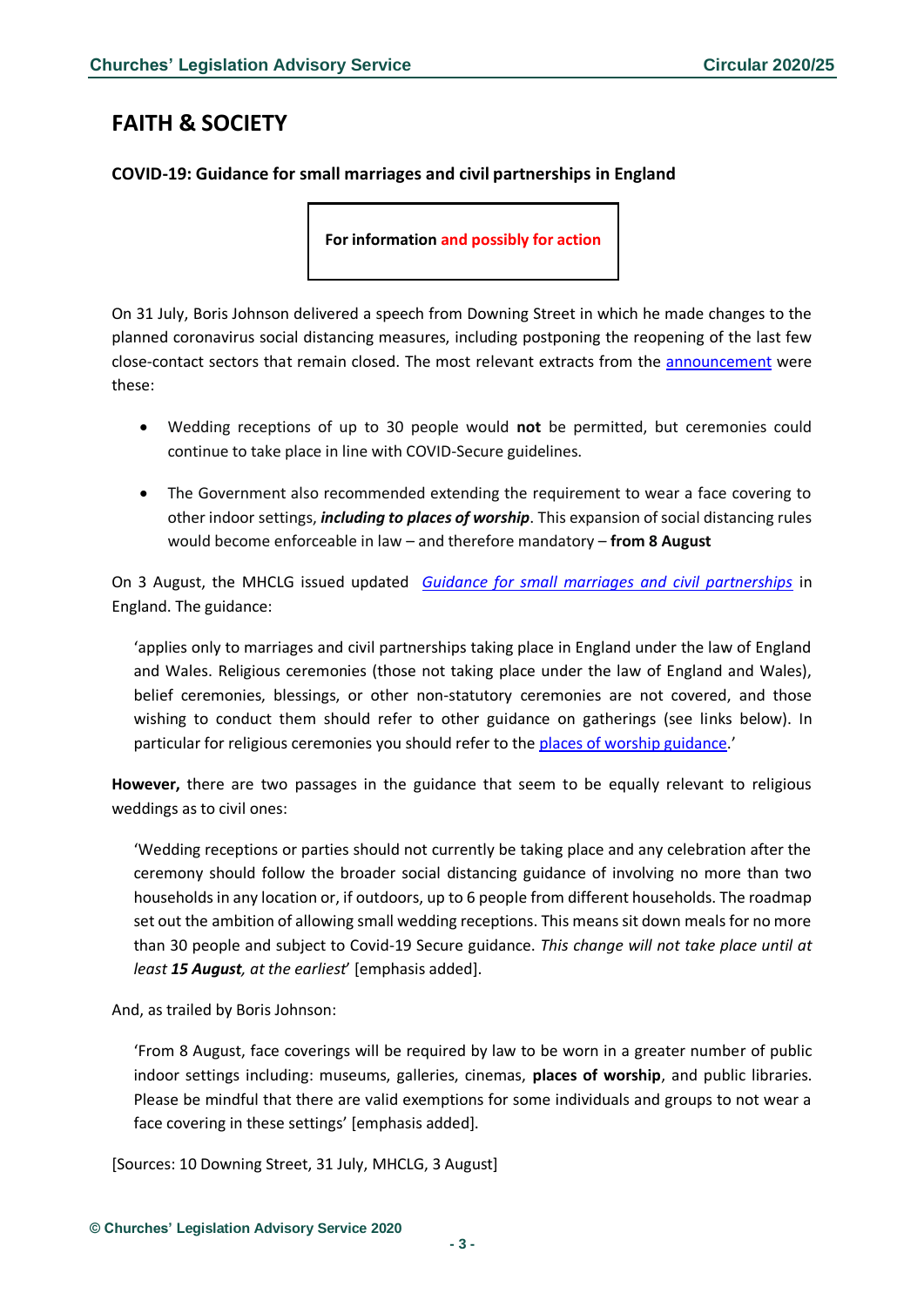## FAITH & SOCIETY

### COVID-19: Guidance for small marriages and civil partnerships in England

**For information and possibly for action**

On 31 July, Boris Johnson delivered a speech from Downing Street in which he made changes to the planned coronavirus social distancing measures, including postponing the reopening of the last few close-contact sectors that remain closed. The most relevant extracts from the announcement were these:

- Wedding receptions of up to 30 people would **not** be permitted, but ceremonies could continue to take place in line with COVID-Secure guidelines.
- The Government also recommended extending the requirement to wear a face covering to other indoor settings, ***including to places of worship***. This expansion of social distancing rules would become enforceable in law – and therefore mandatory – **from 8 August**

On 3 August, the MHCLG issued updated *Guidance for small marriages and civil partnerships* in England. The guidance:

> 'applies only to marriages and civil partnerships taking place in England under the law of England and Wales. Religious ceremonies (those not taking place under the law of England and Wales), belief ceremonies, blessings, or other non-statutory ceremonies are not covered, and those wishing to conduct them should refer to other guidance on gatherings (see links below). In particular for religious ceremonies you should refer to the places of worship guidance.'

**However,** there are two passages in the guidance that seem to be equally relevant to religious weddings as to civil ones:

> 'Wedding receptions or parties should not currently be taking place and any celebration after the ceremony should follow the broader social distancing guidance of involving no more than two households in any location or, if outdoors, up to 6 people from different households. The roadmap set out the ambition of allowing small wedding receptions. This means sit down meals for no more than 30 people and subject to Covid-19 Secure guidance. *This change will not take place until at least **15 August**, at the earliest*' [emphasis added].

And, as trailed by Boris Johnson:

> 'From 8 August, face coverings will be required by law to be worn in a greater number of public indoor settings including: museums, galleries, cinemas, **places of worship**, and public libraries. Please be mindful that there are valid exemptions for some individuals and groups to not wear a face covering in these settings' [emphasis added].

[Sources: 10 Downing Street, 31 July, MHCLG, 3 August]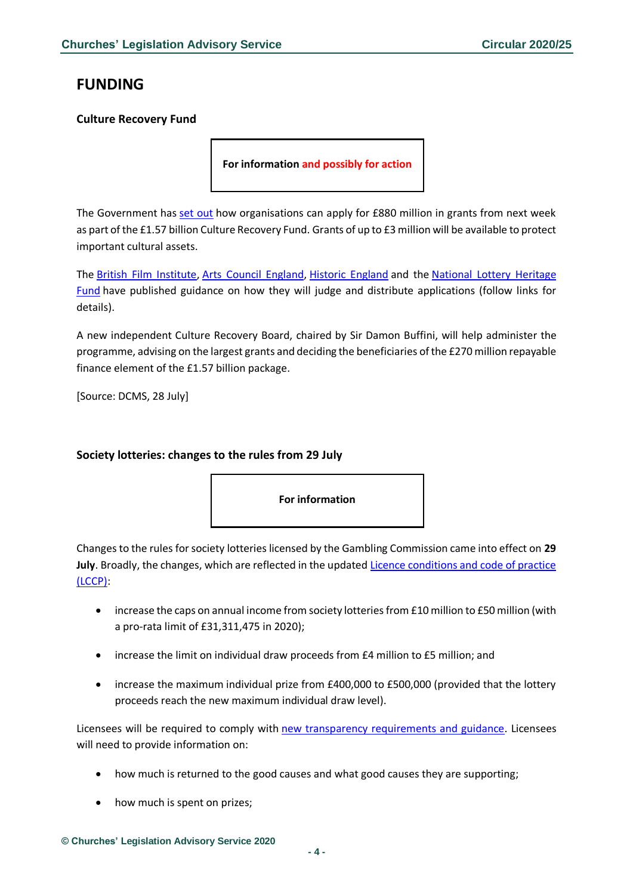# FUNDING

### Culture Recovery Fund

**For information and possibly for action**

The Government has set out how organisations can apply for £880 million in grants from next week as part of the £1.57 billion Culture Recovery Fund. Grants of up to £3 million will be available to protect important cultural assets.

The British Film Institute, Arts Council England, Historic England and the National Lottery Heritage Fund have published guidance on how they will judge and distribute applications (follow links for details).

A new independent Culture Recovery Board, chaired by Sir Damon Buffini, will help administer the programme, advising on the largest grants and deciding the beneficiaries of the £270 million repayable finance element of the £1.57 billion package.

[Source: DCMS, 28 July]

### Society lotteries: changes to the rules from 29 July

**For information**

Changes to the rules for society lotteries licensed by the Gambling Commission came into effect on **29 July**. Broadly, the changes, which are reflected in the updated Licence conditions and code of practice (LCCP):

- increase the caps on annual income from society lotteries from £10 million to £50 million (with a pro-rata limit of £31,311,475 in 2020);
- increase the limit on individual draw proceeds from £4 million to £5 million; and
- increase the maximum individual prize from £400,000 to £500,000 (provided that the lottery proceeds reach the new maximum individual draw level).

Licensees will be required to comply with new transparency requirements and guidance. Licensees will need to provide information on:

- how much is returned to the good causes and what good causes they are supporting;
- how much is spent on prizes;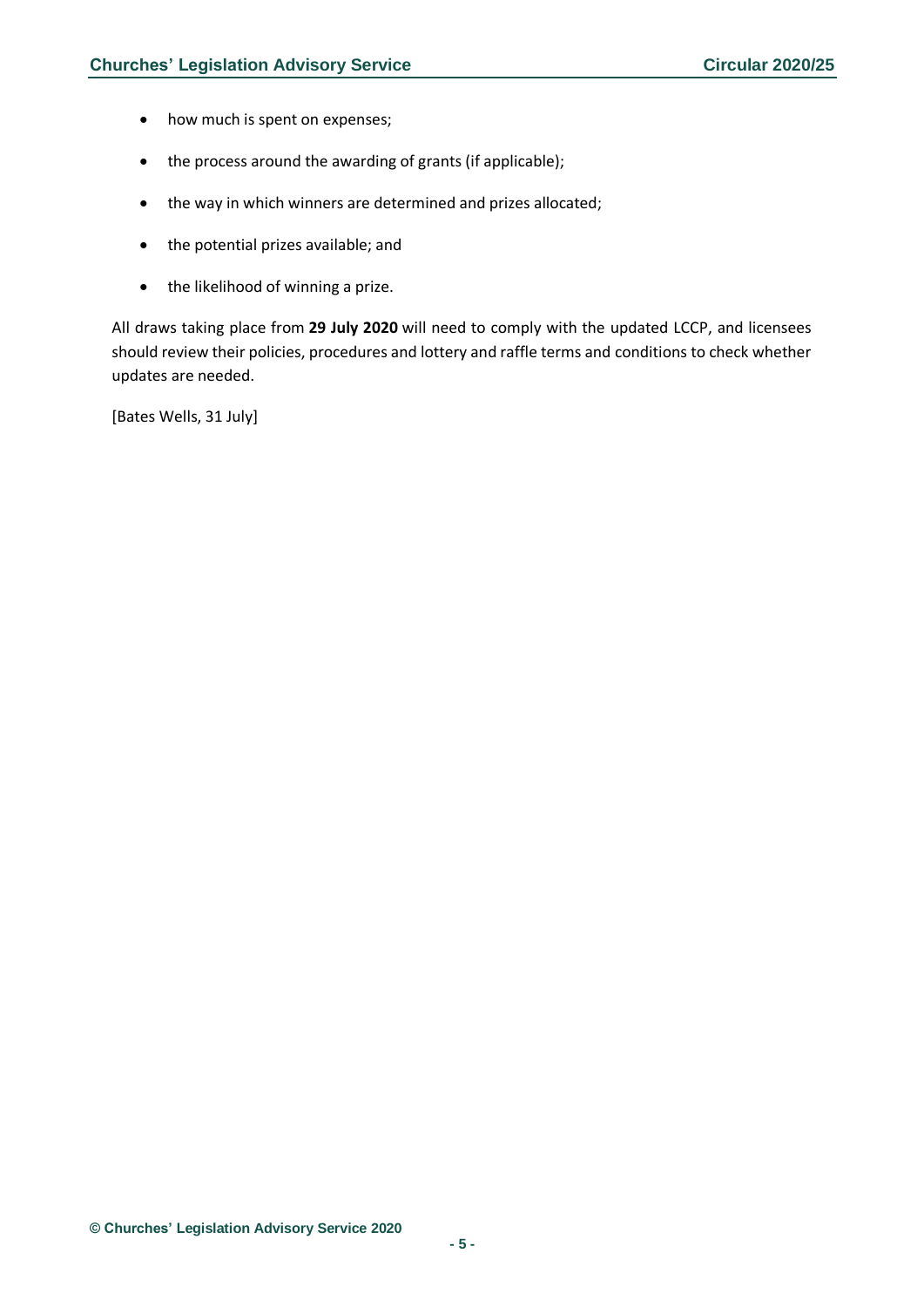- how much is spent on expenses;
- the process around the awarding of grants (if applicable);
- the way in which winners are determined and prizes allocated;
- the potential prizes available; and
- the likelihood of winning a prize.

All draws taking place from **29 July 2020** will need to comply with the updated LCCP, and licensees should review their policies, procedures and lottery and raffle terms and conditions to check whether updates are needed.

[Bates Wells, 31 July]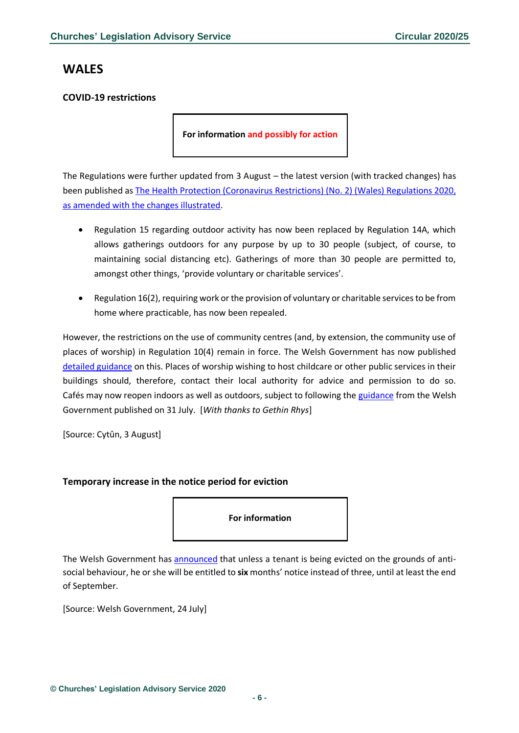# WALES

### COVID-19 restrictions

**For information and possibly for action**

The Regulations were further updated from 3 August – the latest version (with tracked changes) has been published as The Health Protection (Coronavirus Restrictions) (No. 2) (Wales) Regulations 2020, as amended with the changes illustrated.

- Regulation 15 regarding outdoor activity has now been replaced by Regulation 14A, which allows gatherings outdoors for any purpose by up to 30 people (subject, of course, to maintaining social distancing etc). Gatherings of more than 30 people are permitted to, amongst other things, 'provide voluntary or charitable services'.

- Regulation 16(2), requiring work or the provision of voluntary or charitable services to be from home where practicable, has now been repealed.

However, the restrictions on the use of community centres (and, by extension, the community use of places of worship) in Regulation 10(4) remain in force. The Welsh Government has now published detailed guidance on this. Places of worship wishing to host childcare or other public services in their buildings should, therefore, contact their local authority for advice and permission to do so. Cafés may now reopen indoors as well as outdoors, subject to following the guidance from the Welsh Government published on 31 July. [*With thanks to Gethin Rhys*]

[Source: Cytûn, 3 August]

### Temporary increase in the notice period for eviction

**For information**

The Welsh Government has announced that unless a tenant is being evicted on the grounds of anti-social behaviour, he or she will be entitled to **six** months' notice instead of three, until at least the end of September.

[Source: Welsh Government, 24 July]